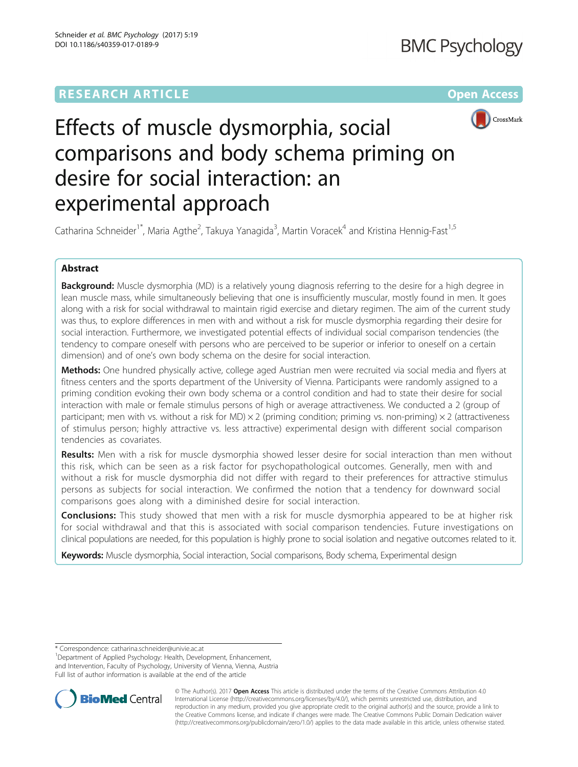RESEARCH ARTICLE

Open Access

# Effects of muscle dysmorphia, social comparisons and body schema priming on desire for social interaction: an experimental approach

Catharina Schneider[1*], Maria Agthe[2], Takuya Yanagida[3], Martin Voracek[4] and Kristina Hennig-Fast[1,5]

## Abstract

**Background:** Muscle dysmorphia (MD) is a relatively young diagnosis referring to the desire for a high degree in lean muscle mass, while simultaneously believing that one is insufficiently muscular, mostly found in men. It goes along with a risk for social withdrawal to maintain rigid exercise and dietary regimen. The aim of the current study was thus, to explore differences in men with and without a risk for muscle dysmorphia regarding their desire for social interaction. Furthermore, we investigated potential effects of individual social comparison tendencies (the tendency to compare oneself with persons who are perceived to be superior or inferior to oneself on a certain dimension) and of one's own body schema on the desire for social interaction.

**Methods:** One hundred physically active, college aged Austrian men were recruited via social media and flyers at fitness centers and the sports department of the University of Vienna. Participants were randomly assigned to a priming condition evoking their own body schema or a control condition and had to state their desire for social interaction with male or female stimulus persons of high or average attractiveness. We conducted a 2 (group of participant; men with vs. without a risk for MD) × 2 (priming condition; priming vs. non-priming) × 2 (attractiveness of stimulus person; highly attractive vs. less attractive) experimental design with different social comparison tendencies as covariates.

**Results:** Men with a risk for muscle dysmorphia showed lesser desire for social interaction than men without this risk, which can be seen as a risk factor for psychopathological outcomes. Generally, men with and without a risk for muscle dysmorphia did not differ with regard to their preferences for attractive stimulus persons as subjects for social interaction. We confirmed the notion that a tendency for downward social comparisons goes along with a diminished desire for social interaction.

**Conclusions:** This study showed that men with a risk for muscle dysmorphia appeared to be at higher risk for social withdrawal and that this is associated with social comparison tendencies. Future investigations on clinical populations are needed, for this population is highly prone to social isolation and negative outcomes related to it.

**Keywords:** Muscle dysmorphia, Social interaction, Social comparisons, Body schema, Experimental design

---

\* Correspondence: catharina.schneider@univie.ac.at

[1]Department of Applied Psychology: Health, Development, Enhancement, and Intervention, Faculty of Psychology, University of Vienna, Vienna, Austria

Full list of author information is available at the end of the article

© The Author(s). 2017 **Open Access** This article is distributed under the terms of the Creative Commons Attribution 4.0 International License (http://creativecommons.org/licenses/by/4.0/), which permits unrestricted use, distribution, and reproduction in any medium, provided you give appropriate credit to the original author(s) and the source, provide a link to the Creative Commons license, and indicate if changes were made. The Creative Commons Public Domain Dedication waiver (http://creativecommons.org/publicdomain/zero/1.0/) applies to the data made available in this article, unless otherwise stated.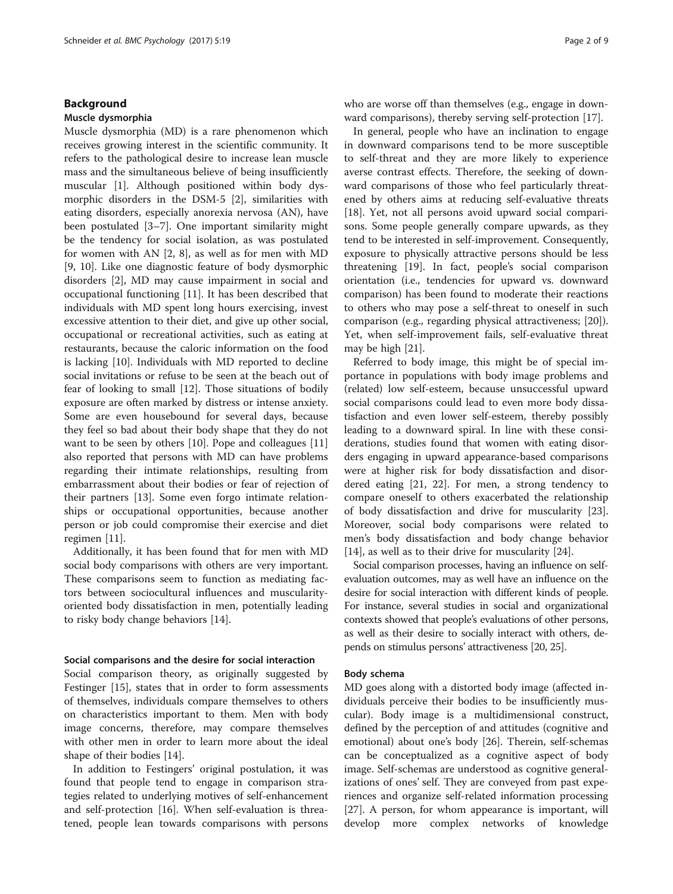## Background

### Muscle dysmorphia

Muscle dysmorphia (MD) is a rare phenomenon which receives growing interest in the scientific community. It refers to the pathological desire to increase lean muscle mass and the simultaneous believe of being insufficiently muscular [1]. Although positioned within body dysmorphic disorders in the DSM-5 [2], similarities with eating disorders, especially anorexia nervosa (AN), have been postulated [3–7]. One important similarity might be the tendency for social isolation, as was postulated for women with AN [2, 8], as well as for men with MD [9, 10]. Like one diagnostic feature of body dysmorphic disorders [2], MD may cause impairment in social and occupational functioning [11]. It has been described that individuals with MD spent long hours exercising, invest excessive attention to their diet, and give up other social, occupational or recreational activities, such as eating at restaurants, because the caloric information on the food is lacking [10]. Individuals with MD reported to decline social invitations or refuse to be seen at the beach out of fear of looking to small [12]. Those situations of bodily exposure are often marked by distress or intense anxiety. Some are even housebound for several days, because they feel so bad about their body shape that they do not want to be seen by others [10]. Pope and colleagues [11] also reported that persons with MD can have problems regarding their intimate relationships, resulting from embarrassment about their bodies or fear of rejection of their partners [13]. Some even forgo intimate relationships or occupational opportunities, because another person or job could compromise their exercise and diet regimen [11].

Additionally, it has been found that for men with MD social body comparisons with others are very important. These comparisons seem to function as mediating factors between sociocultural influences and muscularity-oriented body dissatisfaction in men, potentially leading to risky body change behaviors [14].

### Social comparisons and the desire for social interaction

Social comparison theory, as originally suggested by Festinger [15], states that in order to form assessments of themselves, individuals compare themselves to others on characteristics important to them. Men with body image concerns, therefore, may compare themselves with other men in order to learn more about the ideal shape of their bodies [14].

In addition to Festingers' original postulation, it was found that people tend to engage in comparison strategies related to underlying motives of self-enhancement and self-protection [16]. When self-evaluation is threatened, people lean towards comparisons with persons who are worse off than themselves (e.g., engage in downward comparisons), thereby serving self-protection [17].

In general, people who have an inclination to engage in downward comparisons tend to be more susceptible to self-threat and they are more likely to experience averse contrast effects. Therefore, the seeking of downward comparisons of those who feel particularly threatened by others aims at reducing self-evaluative threats [18]. Yet, not all persons avoid upward social comparisons. Some people generally compare upwards, as they tend to be interested in self-improvement. Consequently, exposure to physically attractive persons should be less threatening [19]. In fact, people's social comparison orientation (i.e., tendencies for upward vs. downward comparison) has been found to moderate their reactions to others who may pose a self-threat to oneself in such comparison (e.g., regarding physical attractiveness; [20]). Yet, when self-improvement fails, self-evaluative threat may be high [21].

Referred to body image, this might be of special importance in populations with body image problems and (related) low self-esteem, because unsuccessful upward social comparisons could lead to even more body dissatisfaction and even lower self-esteem, thereby possibly leading to a downward spiral. In line with these considerations, studies found that women with eating disorders engaging in upward appearance-based comparisons were at higher risk for body dissatisfaction and disordered eating [21, 22]. For men, a strong tendency to compare oneself to others exacerbated the relationship of body dissatisfaction and drive for muscularity [23]. Moreover, social body comparisons were related to men's body dissatisfaction and body change behavior [14], as well as to their drive for muscularity [24].

Social comparison processes, having an influence on self-evaluation outcomes, may as well have an influence on the desire for social interaction with different kinds of people. For instance, several studies in social and organizational contexts showed that people's evaluations of other persons, as well as their desire to socially interact with others, depends on stimulus persons' attractiveness [20, 25].

### Body schema

MD goes along with a distorted body image (affected individuals perceive their bodies to be insufficiently muscular). Body image is a multidimensional construct, defined by the perception of and attitudes (cognitive and emotional) about one's body [26]. Therein, self-schemas can be conceptualized as a cognitive aspect of body image. Self-schemas are understood as cognitive generalizations of ones' self. They are conveyed from past experiences and organize self-related information processing [27]. A person, for whom appearance is important, will develop more complex networks of knowledge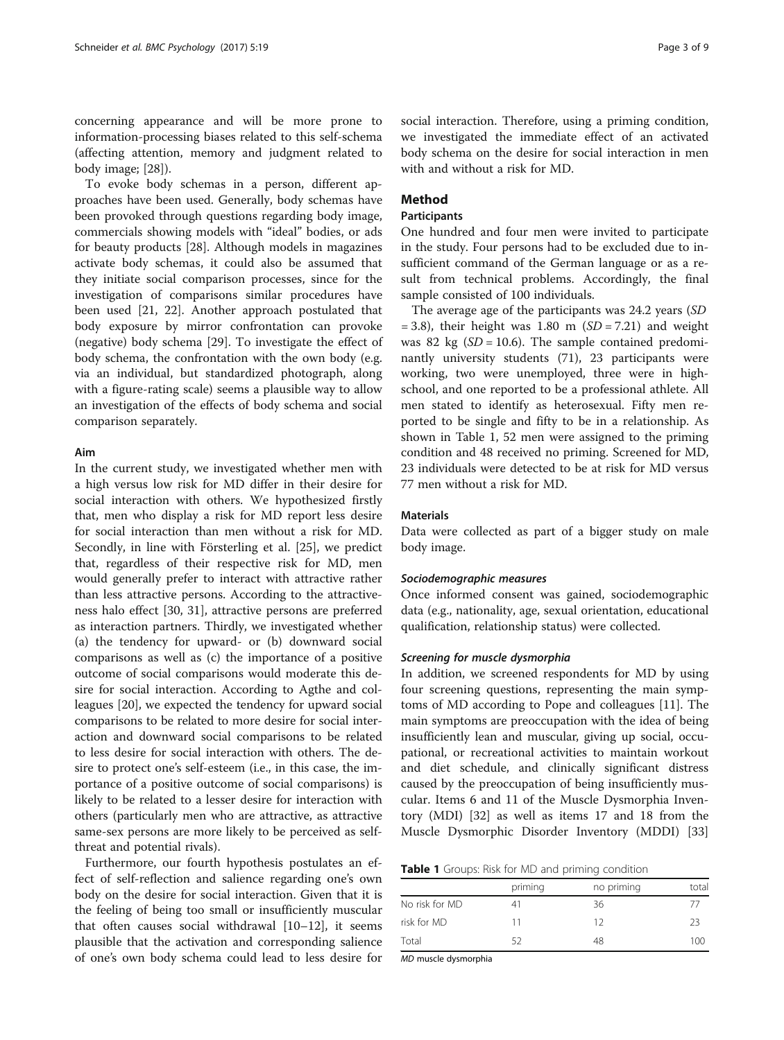concerning appearance and will be more prone to information-processing biases related to this self-schema (affecting attention, memory and judgment related to body image; [28]).

To evoke body schemas in a person, different approaches have been used. Generally, body schemas have been provoked through questions regarding body image, commercials showing models with "ideal" bodies, or ads for beauty products [28]. Although models in magazines activate body schemas, it could also be assumed that they initiate social comparison processes, since for the investigation of comparisons similar procedures have been used [21, 22]. Another approach postulated that body exposure by mirror confrontation can provoke (negative) body schema [29]. To investigate the effect of body schema, the confrontation with the own body (e.g. via an individual, but standardized photograph, along with a figure-rating scale) seems a plausible way to allow an investigation of the effects of body schema and social comparison separately.

### Aim

In the current study, we investigated whether men with a high versus low risk for MD differ in their desire for social interaction with others. We hypothesized firstly that, men who display a risk for MD report less desire for social interaction than men without a risk for MD. Secondly, in line with Försterling et al. [25], we predict that, regardless of their respective risk for MD, men would generally prefer to interact with attractive rather than less attractive persons. According to the attractiveness halo effect [30, 31], attractive persons are preferred as interaction partners. Thirdly, we investigated whether (a) the tendency for upward- or (b) downward social comparisons as well as (c) the importance of a positive outcome of social comparisons would moderate this desire for social interaction. According to Agthe and colleagues [20], we expected the tendency for upward social comparisons to be related to more desire for social interaction and downward social comparisons to be related to less desire for social interaction with others. The desire to protect one's self-esteem (i.e., in this case, the importance of a positive outcome of social comparisons) is likely to be related to a lesser desire for interaction with others (particularly men who are attractive, as attractive same-sex persons are more likely to be perceived as self-threat and potential rivals).

Furthermore, our fourth hypothesis postulates an effect of self-reflection and salience regarding one's own body on the desire for social interaction. Given that it is the feeling of being too small or insufficiently muscular that often causes social withdrawal [10–12], it seems plausible that the activation and corresponding salience of one's own body schema could lead to less desire for social interaction. Therefore, using a priming condition, we investigated the immediate effect of an activated body schema on the desire for social interaction in men with and without a risk for MD.

## Method

### Participants

One hundred and four men were invited to participate in the study. Four persons had to be excluded due to insufficient command of the German language or as a result from technical problems. Accordingly, the final sample consisted of 100 individuals.

The average age of the participants was 24.2 years (*SD* = 3.8), their height was 1.80 m (*SD* = 7.21) and weight was 82 kg (*SD* = 10.6). The sample contained predominantly university students (71), 23 participants were working, two were unemployed, three were in high-school, and one reported to be a professional athlete. All men stated to identify as heterosexual. Fifty men reported to be single and fifty to be in a relationship. As shown in Table 1, 52 men were assigned to the priming condition and 48 received no priming. Screened for MD, 23 individuals were detected to be at risk for MD versus 77 men without a risk for MD.

### Materials

Data were collected as part of a bigger study on male body image.

#### *Sociodemographic measures*

Once informed consent was gained, sociodemographic data (e.g., nationality, age, sexual orientation, educational qualification, relationship status) were collected.

#### *Screening for muscle dysmorphia*

In addition, we screened respondents for MD by using four screening questions, representing the main symptoms of MD according to Pope and colleagues [11]. The main symptoms are preoccupation with the idea of being insufficiently lean and muscular, giving up social, occupational, or recreational activities to maintain workout and diet schedule, and clinically significant distress caused by the preoccupation of being insufficiently muscular. Items 6 and 11 of the Muscle Dysmorphia Inventory (MDI) [32] as well as items 17 and 18 from the Muscle Dysmorphic Disorder Inventory (MDDI) [33]

**Table 1** Groups: Risk for MD and priming condition

| | priming | no priming | total |
|---|---|---|---|
| No risk for MD | 41 | 36 | 77 |
| risk for MD | 11 | 12 | 23 |
| Total | 52 | 48 | 100 |

*MD* muscle dysmorphia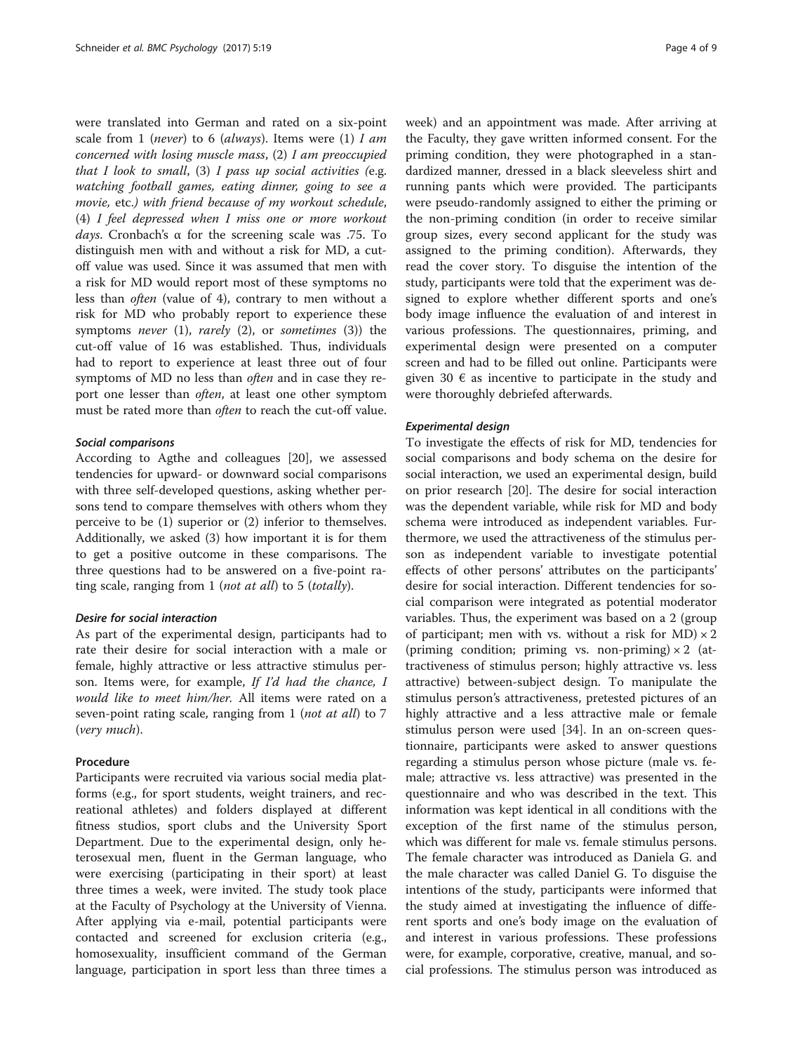were translated into German and rated on a six-point scale from 1 (*never*) to 6 (*always*). Items were (1) *I am concerned with losing muscle mass*, (2) *I am preoccupied that I look to small*, (3) *I pass up social activities (*e.g. *watching football games, eating dinner, going to see a movie,* etc.*) with friend because of my workout schedule*, (4) *I feel depressed when I miss one or more workout days*. Cronbach's α for the screening scale was .75. To distinguish men with and without a risk for MD, a cut-off value was used. Since it was assumed that men with a risk for MD would report most of these symptoms no less than *often* (value of 4), contrary to men without a risk for MD who probably report to experience these symptoms *never* (1), *rarely* (2), or *sometimes* (3)) the cut-off value of 16 was established. Thus, individuals had to report to experience at least three out of four symptoms of MD no less than *often* and in case they report one lesser than *often*, at least one other symptom must be rated more than *often* to reach the cut-off value.

#### *Social comparisons*

According to Agthe and colleagues [20], we assessed tendencies for upward- or downward social comparisons with three self-developed questions, asking whether persons tend to compare themselves with others whom they perceive to be (1) superior or (2) inferior to themselves. Additionally, we asked (3) how important it is for them to get a positive outcome in these comparisons. The three questions had to be answered on a five-point rating scale, ranging from 1 (*not at all*) to 5 (*totally*).

#### *Desire for social interaction*

As part of the experimental design, participants had to rate their desire for social interaction with a male or female, highly attractive or less attractive stimulus person. Items were, for example, *If I'd had the chance, I would like to meet him/her.* All items were rated on a seven-point rating scale, ranging from 1 (*not at all*) to 7 (*very much*).

### Procedure

Participants were recruited via various social media platforms (e.g., for sport students, weight trainers, and recreational athletes) and folders displayed at different fitness studios, sport clubs and the University Sport Department. Due to the experimental design, only heterosexual men, fluent in the German language, who were exercising (participating in their sport) at least three times a week, were invited. The study took place at the Faculty of Psychology at the University of Vienna. After applying via e-mail, potential participants were contacted and screened for exclusion criteria (e.g., homosexuality, insufficient command of the German language, participation in sport less than three times a week) and an appointment was made. After arriving at the Faculty, they gave written informed consent. For the priming condition, they were photographed in a standardized manner, dressed in a black sleeveless shirt and running pants which were provided. The participants were pseudo-randomly assigned to either the priming or the non-priming condition (in order to receive similar group sizes, every second applicant for the study was assigned to the priming condition). Afterwards, they read the cover story. To disguise the intention of the study, participants were told that the experiment was designed to explore whether different sports and one's body image influence the evaluation of and interest in various professions. The questionnaires, priming, and experimental design were presented on a computer screen and had to be filled out online. Participants were given 30 € as incentive to participate in the study and were thoroughly debriefed afterwards.

#### *Experimental design*

To investigate the effects of risk for MD, tendencies for social comparisons and body schema on the desire for social interaction, we used an experimental design, build on prior research [20]. The desire for social interaction was the dependent variable, while risk for MD and body schema were introduced as independent variables. Furthermore, we used the attractiveness of the stimulus person as independent variable to investigate potential effects of other persons' attributes on the participants' desire for social interaction. Different tendencies for social comparison were integrated as potential moderator variables. Thus, the experiment was based on a 2 (group of participant; men with vs. without a risk for MD) × 2 (priming condition; priming vs. non-priming) × 2 (attractiveness of stimulus person; highly attractive vs. less attractive) between-subject design. To manipulate the stimulus person's attractiveness, pretested pictures of an highly attractive and a less attractive male or female stimulus person were used [34]. In an on-screen questionnaire, participants were asked to answer questions regarding a stimulus person whose picture (male vs. female; attractive vs. less attractive) was presented in the questionnaire and who was described in the text. This information was kept identical in all conditions with the exception of the first name of the stimulus person, which was different for male vs. female stimulus persons. The female character was introduced as Daniela G. and the male character was called Daniel G. To disguise the intentions of the study, participants were informed that the study aimed at investigating the influence of different sports and one's body image on the evaluation of and interest in various professions. These professions were, for example, corporative, creative, manual, and social professions. The stimulus person was introduced as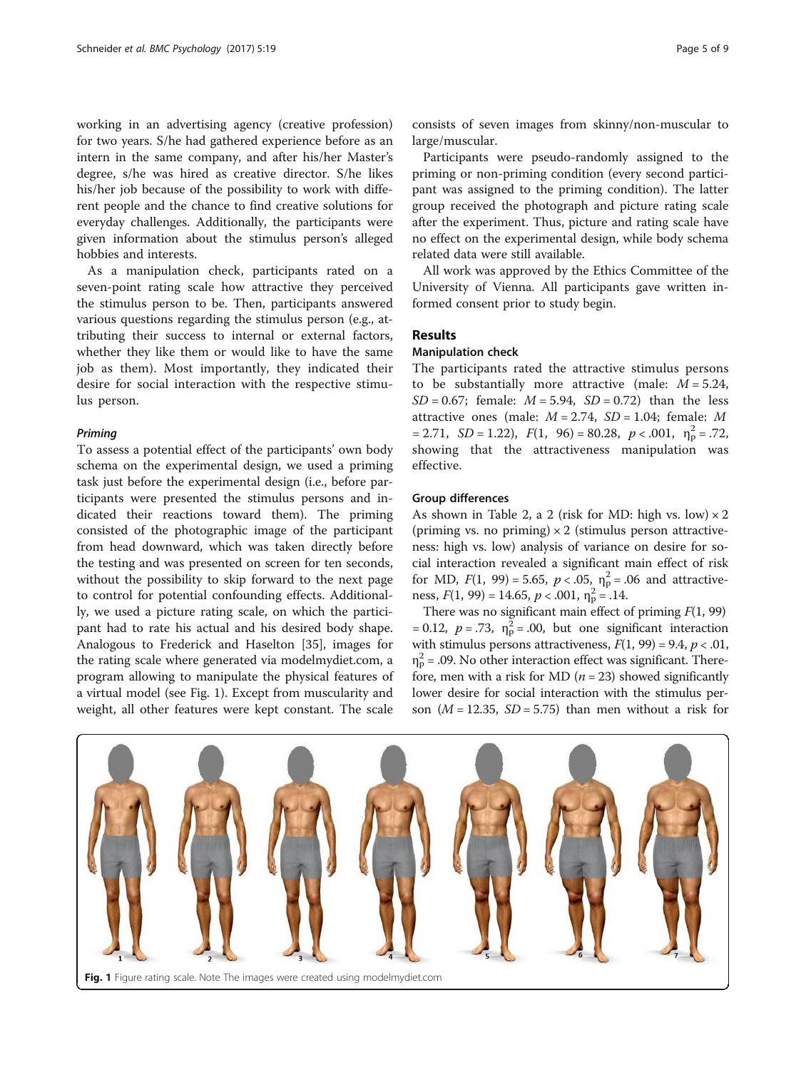working in an advertising agency (creative profession) for two years. S/he had gathered experience before as an intern in the same company, and after his/her Master's degree, s/he was hired as creative director. S/he likes his/her job because of the possibility to work with different people and the chance to find creative solutions for everyday challenges. Additionally, the participants were given information about the stimulus person's alleged hobbies and interests.

As a manipulation check, participants rated on a seven-point rating scale how attractive they perceived the stimulus person to be. Then, participants answered various questions regarding the stimulus person (e.g., attributing their success to internal or external factors, whether they like them or would like to have the same job as them). Most importantly, they indicated their desire for social interaction with the respective stimulus person.

#### *Priming*

To assess a potential effect of the participants' own body schema on the experimental design, we used a priming task just before the experimental design (i.e., before participants were presented the stimulus persons and indicated their reactions toward them). The priming consisted of the photographic image of the participant from head downward, which was taken directly before the testing and was presented on screen for ten seconds, without the possibility to skip forward to the next page to control for potential confounding effects. Additionally, we used a picture rating scale, on which the participant had to rate his actual and his desired body shape. Analogous to Frederick and Haselton [35], images for the rating scale where generated via modelmydiet.com, a program allowing to manipulate the physical features of a virtual model (see Fig. 1). Except from muscularity and weight, all other features were kept constant. The scale consists of seven images from skinny/non-muscular to large/muscular.

Participants were pseudo-randomly assigned to the priming or non-priming condition (every second participant was assigned to the priming condition). The latter group received the photograph and picture rating scale after the experiment. Thus, picture and rating scale have no effect on the experimental design, while body schema related data were still available.

All work was approved by the Ethics Committee of the University of Vienna. All participants gave written informed consent prior to study begin.

## Results

### Manipulation check

The participants rated the attractive stimulus persons to be substantially more attractive (male: $M = 5.24$, $SD = 0.67$; female: $M = 5.94$, $SD = 0.72$) than the less attractive ones (male: $M = 2.74$, $SD = 1.04$; female: $M = 2.71$, $SD = 1.22$), $F(1, 96) = 80.28$, $p < .001$, $\eta_p^2 = .72$, showing that the attractiveness manipulation was effective.

### Group differences

As shown in Table 2, a 2 (risk for MD: high vs. low) × 2 (priming vs. no priming) × 2 (stimulus person attractiveness: high vs. low) analysis of variance on desire for social interaction revealed a significant main effect of risk for MD, $F(1, 99) = 5.65$, $p < .05$, $\eta_p^2 = .06$ and attractiveness, $F(1, 99) = 14.65$, $p < .001$, $\eta_p^2 = .14$.

There was no significant main effect of priming $F(1, 99) = 0.12$, $p = .73$, $\eta_p^2 = .00$, but one significant interaction with stimulus persons attractiveness, $F(1, 99) = 9.4$, $p < .01$, $\eta_p^2 = .09$. No other interaction effect was significant. Therefore, men with a risk for MD ($n = 23$) showed significantly lower desire for social interaction with the stimulus person ($M = 12.35$, $SD = 5.75$) than men without a risk for

1
2
3
4
5
6
7

**Fig. 1** Figure rating scale. Note The images were created using modelmydiet.com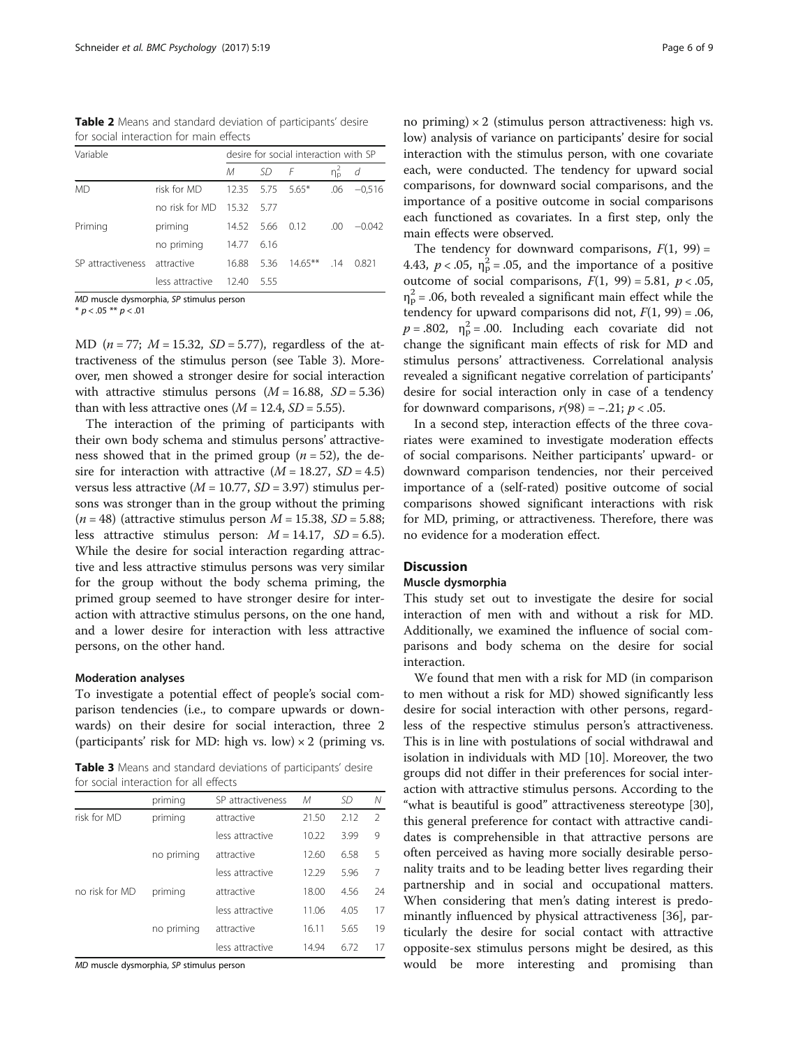**Table 2** Means and standard deviation of participants' desire for social interaction for main effects

| Variable | | desire for social interaction with SP | | | | |
|---|---|---|---|---|---|---|
| | | *M* | *SD* | *F* | $\eta_p^2$ | *d* |
| MD | risk for MD | 12.35 | 5.75 | 5.65* | .06 | −0,516 |
| | no risk for MD | 15.32 | 5.77 | | | |
| Priming | priming | 14.52 | 5.66 | 0.12 | .00 | −0.042 |
| | no priming | 14.77 | 6.16 | | | |
| SP attractiveness | attractive | 16.88 | 5.36 | 14.65** | .14 | 0.821 |
| | less attractive | 12.40 | 5.55 | | | |

*MD* muscle dysmorphia, *SP* stimulus person
\* $p < .05$ ** $p < .01$

MD ($n = 77$; $M = 15.32$, $SD = 5.77$), regardless of the attractiveness of the stimulus person (see Table 3). Moreover, men showed a stronger desire for social interaction with attractive stimulus persons ($M = 16.88$, $SD = 5.36$) than with less attractive ones ($M = 12.4$, $SD = 5.55$).

The interaction of the priming of participants with their own body schema and stimulus persons' attractiveness showed that in the primed group ($n = 52$), the desire for interaction with attractive ($M = 18.27$, $SD = 4.5$) versus less attractive ($M = 10.77$, $SD = 3.97$) stimulus persons was stronger than in the group without the priming ($n = 48$) (attractive stimulus person $M = 15.38$, $SD = 5.88$; less attractive stimulus person: $M = 14.17$, $SD = 6.5$). While the desire for social interaction regarding attractive and less attractive stimulus persons was very similar for the group without the body schema priming, the primed group seemed to have stronger desire for interaction with attractive stimulus persons, on the one hand, and a lower desire for interaction with less attractive persons, on the other hand.

#### Moderation analyses

To investigate a potential effect of people's social comparison tendencies (i.e., to compare upwards or downwards) on their desire for social interaction, three 2 (participants' risk for MD: high vs. low) × 2 (priming vs. no priming) × 2 (stimulus person attractiveness: high vs. low) analysis of variance on participants' desire for social interaction with the stimulus person, with one covariate each, were conducted. The tendency for upward social comparisons, for downward social comparisons, and the importance of a positive outcome in social comparisons each functioned as covariates. In a first step, only the main effects were observed.

The tendency for downward comparisons, $F(1, 99) = 4.43$, $p < .05$, $\eta_p^2 = .05$, and the importance of a positive outcome of social comparisons, $F(1, 99) = 5.81$, $p < .05$, $\eta_p^2 = .06$, both revealed a significant main effect while the tendency for upward comparisons did not, $F(1, 99) = .06$, $p = .802$, $\eta_p^2 = .00$. Including each covariate did not change the significant main effects of risk for MD and stimulus persons' attractiveness. Correlational analysis revealed a significant negative correlation of participants' desire for social interaction only in case of a tendency for downward comparisons, $r(98) = -.21$; $p < .05$.

In a second step, interaction effects of the three covariates were examined to investigate moderation effects of social comparisons. Neither participants' upward- or downward comparison tendencies, nor their perceived importance of a (self-rated) positive outcome of social comparisons showed significant interactions with risk for MD, priming, or attractiveness. Therefore, there was no evidence for a moderation effect.

**Table 3** Means and standard deviations of participants' desire for social interaction for all effects

| | priming | SP attractiveness | *M* | *SD* | *N* |
|---|---|---|---|---|---|
| risk for MD | priming | attractive | 21.50 | 2.12 | 2 |
| | | less attractive | 10.22 | 3.99 | 9 |
| | no priming | attractive | 12.60 | 6.58 | 5 |
| | | less attractive | 12.29 | 5.96 | 7 |
| no risk for MD | priming | attractive | 18.00 | 4.56 | 24 |
| | | less attractive | 11.06 | 4.05 | 17 |
| | no priming | attractive | 16.11 | 5.65 | 19 |
| | | less attractive | 14.94 | 6.72 | 17 |

*MD* muscle dysmorphia, *SP* stimulus person

## Discussion

### Muscle dysmorphia

This study set out to investigate the desire for social interaction of men with and without a risk for MD. Additionally, we examined the influence of social comparisons and body schema on the desire for social interaction.

We found that men with a risk for MD (in comparison to men without a risk for MD) showed significantly less desire for social interaction with other persons, regardless of the respective stimulus person's attractiveness. This is in line with postulations of social withdrawal and isolation in individuals with MD [10]. Moreover, the two groups did not differ in their preferences for social interaction with attractive stimulus persons. According to the "what is beautiful is good" attractiveness stereotype [30], this general preference for contact with attractive candidates is comprehensible in that attractive persons are often perceived as having more socially desirable personality traits and to be leading better lives regarding their partnership and in social and occupational matters. When considering that men's dating interest is predominantly influenced by physical attractiveness [36], particularly the desire for social contact with attractive opposite-sex stimulus persons might be desired, as this would be more interesting and promising than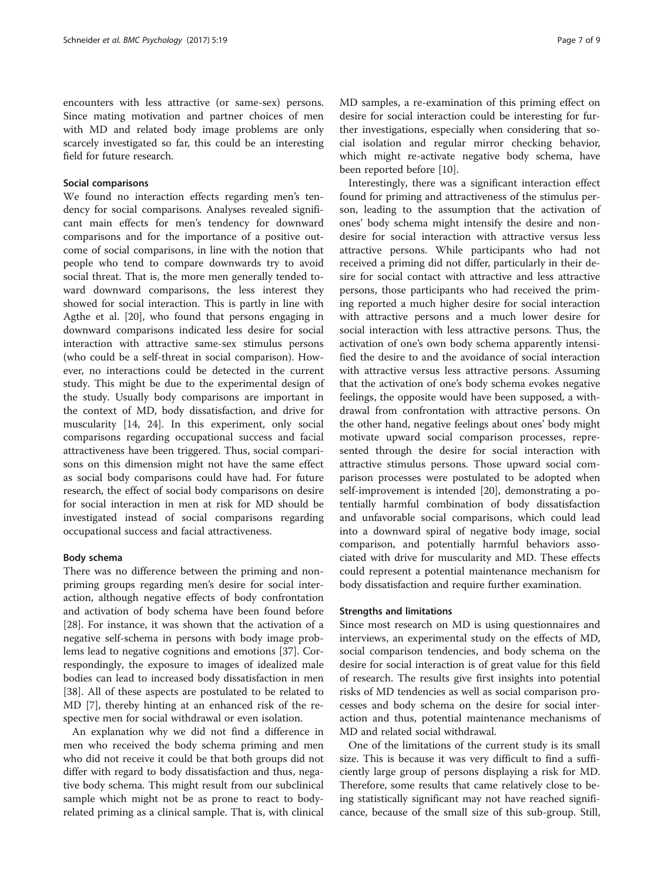encounters with less attractive (or same-sex) persons. Since mating motivation and partner choices of men with MD and related body image problems are only scarcely investigated so far, this could be an interesting field for future research.

### Social comparisons

We found no interaction effects regarding men's tendency for social comparisons. Analyses revealed significant main effects for men's tendency for downward comparisons and for the importance of a positive outcome of social comparisons, in line with the notion that people who tend to compare downwards try to avoid social threat. That is, the more men generally tended toward downward comparisons, the less interest they showed for social interaction. This is partly in line with Agthe et al. [20], who found that persons engaging in downward comparisons indicated less desire for social interaction with attractive same-sex stimulus persons (who could be a self-threat in social comparison). However, no interactions could be detected in the current study. This might be due to the experimental design of the study. Usually body comparisons are important in the context of MD, body dissatisfaction, and drive for muscularity [14, 24]. In this experiment, only social comparisons regarding occupational success and facial attractiveness have been triggered. Thus, social comparisons on this dimension might not have the same effect as social body comparisons could have had. For future research, the effect of social body comparisons on desire for social interaction in men at risk for MD should be investigated instead of social comparisons regarding occupational success and facial attractiveness.

### Body schema

There was no difference between the priming and non-priming groups regarding men's desire for social interaction, although negative effects of body confrontation and activation of body schema have been found before [28]. For instance, it was shown that the activation of a negative self-schema in persons with body image problems lead to negative cognitions and emotions [37]. Correspondingly, the exposure to images of idealized male bodies can lead to increased body dissatisfaction in men [38]. All of these aspects are postulated to be related to MD [7], thereby hinting at an enhanced risk of the respective men for social withdrawal or even isolation.

An explanation why we did not find a difference in men who received the body schema priming and men who did not receive it could be that both groups did not differ with regard to body dissatisfaction and thus, negative body schema. This might result from our subclinical sample which might not be as prone to react to body-related priming as a clinical sample. That is, with clinical MD samples, a re-examination of this priming effect on desire for social interaction could be interesting for further investigations, especially when considering that social isolation and regular mirror checking behavior, which might re-activate negative body schema, have been reported before [10].

Interestingly, there was a significant interaction effect found for priming and attractiveness of the stimulus person, leading to the assumption that the activation of ones' body schema might intensify the desire and non-desire for social interaction with attractive versus less attractive persons. While participants who had not received a priming did not differ, particularly in their desire for social contact with attractive and less attractive persons, those participants who had received the priming reported a much higher desire for social interaction with attractive persons and a much lower desire for social interaction with less attractive persons. Thus, the activation of one's own body schema apparently intensified the desire to and the avoidance of social interaction with attractive versus less attractive persons. Assuming that the activation of one's body schema evokes negative feelings, the opposite would have been supposed, a withdrawal from confrontation with attractive persons. On the other hand, negative feelings about ones' body might motivate upward social comparison processes, represented through the desire for social interaction with attractive stimulus persons. Those upward social comparison processes were postulated to be adopted when self-improvement is intended [20], demonstrating a potentially harmful combination of body dissatisfaction and unfavorable social comparisons, which could lead into a downward spiral of negative body image, social comparison, and potentially harmful behaviors associated with drive for muscularity and MD. These effects could represent a potential maintenance mechanism for body dissatisfaction and require further examination.

### Strengths and limitations

Since most research on MD is using questionnaires and interviews, an experimental study on the effects of MD, social comparison tendencies, and body schema on the desire for social interaction is of great value for this field of research. The results give first insights into potential risks of MD tendencies as well as social comparison processes and body schema on the desire for social interaction and thus, potential maintenance mechanisms of MD and related social withdrawal.

One of the limitations of the current study is its small size. This is because it was very difficult to find a sufficiently large group of persons displaying a risk for MD. Therefore, some results that came relatively close to being statistically significant may not have reached significance, because of the small size of this sub-group. Still,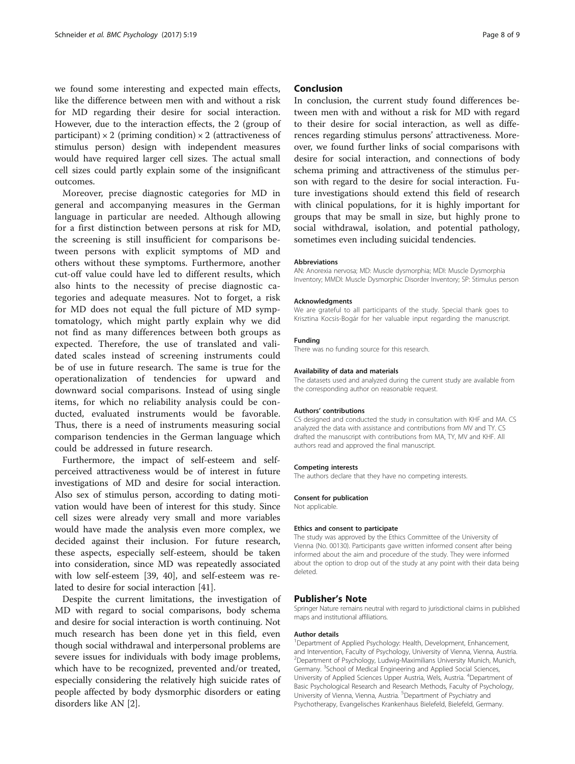we found some interesting and expected main effects, like the difference between men with and without a risk for MD regarding their desire for social interaction. However, due to the interaction effects, the 2 (group of participant) × 2 (priming condition) × 2 (attractiveness of stimulus person) design with independent measures would have required larger cell sizes. The actual small cell sizes could partly explain some of the insignificant outcomes.

Moreover, precise diagnostic categories for MD in general and accompanying measures in the German language in particular are needed. Although allowing for a first distinction between persons at risk for MD, the screening is still insufficient for comparisons between persons with explicit symptoms of MD and others without these symptoms. Furthermore, another cut-off value could have led to different results, which also hints to the necessity of precise diagnostic categories and adequate measures. Not to forget, a risk for MD does not equal the full picture of MD symptomatology, which might partly explain why we did not find as many differences between both groups as expected. Therefore, the use of translated and validated scales instead of screening instruments could be of use in future research. The same is true for the operationalization of tendencies for upward and downward social comparisons. Instead of using single items, for which no reliability analysis could be conducted, evaluated instruments would be favorable. Thus, there is a need of instruments measuring social comparison tendencies in the German language which could be addressed in future research.

Furthermore, the impact of self-esteem and self-perceived attractiveness would be of interest in future investigations of MD and desire for social interaction. Also sex of stimulus person, according to dating motivation would have been of interest for this study. Since cell sizes were already very small and more variables would have made the analysis even more complex, we decided against their inclusion. For future research, these aspects, especially self-esteem, should be taken into consideration, since MD was repeatedly associated with low self-esteem [39, 40], and self-esteem was related to desire for social interaction [41].

Despite the current limitations, the investigation of MD with regard to social comparisons, body schema and desire for social interaction is worth continuing. Not much research has been done yet in this field, even though social withdrawal and interpersonal problems are severe issues for individuals with body image problems, which have to be recognized, prevented and/or treated, especially considering the relatively high suicide rates of people affected by body dysmorphic disorders or eating disorders like AN [2].

## Conclusion

In conclusion, the current study found differences between men with and without a risk for MD with regard to their desire for social interaction, as well as differences regarding stimulus persons' attractiveness. Moreover, we found further links of social comparisons with desire for social interaction, and connections of body schema priming and attractiveness of the stimulus person with regard to the desire for social interaction. Future investigations should extend this field of research with clinical populations, for it is highly important for groups that may be small in size, but highly prone to social withdrawal, isolation, and potential pathology, sometimes even including suicidal tendencies.

### Abbreviations

AN: Anorexia nervosa; MD: Muscle dysmorphia; MDI: Muscle Dysmorphia Inventory; MMDI: Muscle Dysmorphic Disorder Inventory; SP: Stimulus person

### Acknowledgments

We are grateful to all participants of the study. Special thank goes to Krisztina Kocsis-Bogár for her valuable input regarding the manuscript.

### Funding

There was no funding source for this research.

### Availability of data and materials

The datasets used and analyzed during the current study are available from the corresponding author on reasonable request.

### Authors' contributions

CS designed and conducted the study in consultation with KHF and MA. CS analyzed the data with assistance and contributions from MV and TY. CS drafted the manuscript with contributions from MA, TY, MV and KHF. All authors read and approved the final manuscript.

### Competing interests

The authors declare that they have no competing interests.

### Consent for publication

Not applicable.

### Ethics and consent to participate

The study was approved by the Ethics Committee of the University of Vienna (No. 00130). Participants gave written informed consent after being informed about the aim and procedure of the study. They were informed about the option to drop out of the study at any point with their data being deleted.

## Publisher's Note

Springer Nature remains neutral with regard to jurisdictional claims in published maps and institutional affiliations.

### Author details

[1]Department of Applied Psychology: Health, Development, Enhancement, and Intervention, Faculty of Psychology, University of Vienna, Vienna, Austria. [2]Department of Psychology, Ludwig-Maximilians University Munich, Munich, Germany. [3]School of Medical Engineering and Applied Social Sciences, University of Applied Sciences Upper Austria, Wels, Austria. [4]Department of Basic Psychological Research and Research Methods, Faculty of Psychology, University of Vienna, Vienna, Austria. [5]Department of Psychiatry and Psychotherapy, Evangelisches Krankenhaus Bielefeld, Bielefeld, Germany.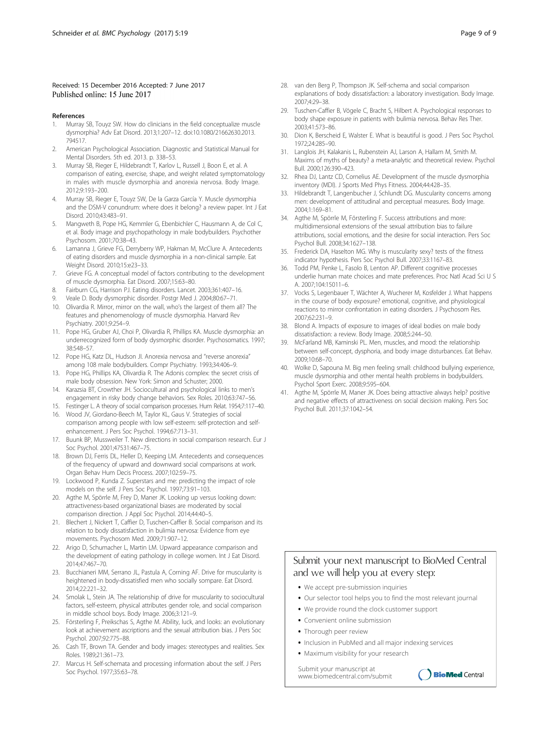Received: 15 December 2016 Accepted: 7 June 2017
Published online: 15 June 2017

## References

1. Murray SB, Touyz SW. How do clinicians in the field conceptualize muscle dysmorphia? Adv Eat Disord. 2013;1:207–12. doi:10.1080/21662630.2013.794517.
2. American Psychological Association. Diagnostic and Statistical Manual for Mental Disorders. 5th ed. 2013. p. 338–53.
3. Murray SB, Rieger E, Hildebrandt T, Karlov L, Russell J, Boon E, et al. A comparison of eating, exercise, shape, and weight related symptomatology in males with muscle dysmorphia and anorexia nervosa. Body Image. 2012;9:193–200.
4. Murray SB, Rieger E, Touyz SW, De la Garza García Y. Muscle dysmorphia and the DSM-V conundrum: where does it belong? a review paper. Int J Eat Disord. 2010;43:483–91.
5. Mangweth B, Pope HG, Kemmler G, Ebenbichler C, Hausmann A, de Col C, et al. Body image and psychopathology in male bodybuilders. Psychother Psychosom. 2001;70:38–43.
6. Lamanna J, Grieve FG, Derryberry WP, Hakman M, McClure A. Antecedents of eating disorders and muscle dysmorphia in a non-clinical sample. Eat Weight Disord. 2010;15:e23–33.
7. Grieve FG. A conceptual model of factors contributing to the development of muscle dysmorphia. Eat Disord. 2007;15:63–80.
8. Fairburn CG, Harrison PJ. Eating disorders. Lancet. 2003;361:407–16.
9. Veale D. Body dysmorphic disorder. Postgr Med J. 2004;80:67–71.
10. Olivardia R. Mirror, mirror on the wall, who's the largest of them all? The features and phenomenology of muscle dysmorphia. Harvard Rev Psychiatry. 2001;9:254–9.
11. Pope HG, Gruber AJ, Choi P, Olivardia R, Phillips KA. Muscle dysmorphia: an underrecognized form of body dysmorphic disorder. Psychosomatics. 1997;38:548–57.
12. Pope HG, Katz DL, Hudson JI. Anorexia nervosa and "reverse anorexia" among 108 male bodybuilders. Compr Psychiatry. 1993;34:406–9.
13. Pope HG, Phillips KA, Olivardia R. The Adonis complex: the secret crisis of male body obsession. New York: Simon and Schuster; 2000.
14. Karazsia BT, Crowther JH. Sociocultural and psychological links to men's engagement in risky body change behaviors. Sex Roles. 2010;63:747–56.
15. Festinger L. A theory of social comparison processes. Hum Relat. 1954;7:117–40.
16. Wood JV, Giordano-Beech M, Taylor KL, Gaus V. Strategies of social comparison among people with low self-esteem: self-protection and self-enhancement. J Pers Soc Psychol. 1994;67:713–31.
17. Buunk BP, Mussweiler T. New directions in social comparison research. Eur J Soc Psychol. 2001;47531:467–75.
18. Brown DJ, Ferris DL, Heller D, Keeping LM. Antecedents and consequences of the frequency of upward and downward social comparisons at work. Organ Behav Hum Decis Process. 2007;102:59–75.
19. Lockwood P, Kunda Z. Superstars and me: predicting the impact of role models on the self. J Pers Soc Psychol. 1997;73:91–103.
20. Agthe M, Spörrle M, Frey D, Maner JK. Looking up versus looking down: attractiveness-based organizational biases are moderated by social comparison direction. J Appl Soc Psychol. 2014;44:40–5.
21. Blechert J, Nickert T, Caffier D, Tuschen-Caffier B. Social comparison and its relation to body dissatisfaction in bulimia nervosa: Evidence from eye movements. Psychosom Med. 2009;71:907–12.
22. Arigo D, Schumacher L, Martin LM. Upward appearance comparison and the development of eating pathology in college women. Int J Eat Disord. 2014;47:467–70.
23. Bucchianeri MM, Serrano JL, Pastula A, Corning AF. Drive for muscularity is heightened in body-dissatisfied men who socially sompare. Eat Disord. 2014;22:221–32.
24. Smolak L, Stein JA. The relationship of drive for muscularity to sociocultural factors, self-esteem, physical attributes gender role, and social comparison in middle school boys. Body Image. 2006;3:121–9.
25. Försterling F, Preikschas S, Agthe M. Ability, luck, and looks: an evolutionary look at achievement ascriptions and the sexual attribution bias. J Pers Soc Psychol. 2007;92:775–88.
26. Cash TF, Brown TA. Gender and body images: stereotypes and realities. Sex Roles. 1989;21:361–73.
27. Marcus H. Self-schemata and processing information about the self. J Pers Soc Psychol. 1977;35:63–78.
28. van den Berg P, Thompson JK. Self-schema and social comparison explanations of body dissatisfaction: a laboratory investigation. Body Image. 2007;4:29–38.
29. Tuschen-Caffier B, Vögele C, Bracht S, Hilbert A. Psychological responses to body shape exposure in patients with bulimia nervosa. Behav Res Ther. 2003;41:573–86.
30. Dion K, Berscheid E, Walster E. What is beautiful is good. J Pers Soc Psychol. 1972;24:285–90.
31. Langlois JH, Kalakanis L, Rubenstein AJ, Larson A, Hallam M, Smith M. Maxims of myths of beauty? a meta-analytic and theoretical review. Psychol Bull. 2000;126:390–423.
32. Rhea DJ, Lantz CD, Cornelius AE. Development of the muscle dysmorphia inventory (MDI). J Sports Med Phys Fitness. 2004;44:428–35.
33. Hildebrandt T, Langenbucher J, Schlundt DG. Muscularity concerns among men: development of attitudinal and perceptual measures. Body Image. 2004;1:169–81.
34. Agthe M, Spörrle M, Försterling F. Success attributions and more: multidimensional extensions of the sexual attribution bias to failure attributions, social emotions, and the desire for social interaction. Pers Soc Psychol Bull. 2008;34:1627–138.
35. Frederick DA, Haselton MG. Why is muscularity sexy? tests of the fitness indicator hypothesis. Pers Soc Psychol Bull. 2007;33:1167–83.
36. Todd PM, Penke L, Fasolo B, Lenton AP. Different cognitive processes underlie human mate choices and mate preferences. Proc Natl Acad Sci U S A. 2007;104:15011–6.
37. Vocks S, Legenbauer T, Wächter A, Wucherer M, Kosfelder J. What happens in the course of body exposure? emotional, cognitive, and physiological reactions to mirror confrontation in eating disorders. J Psychosom Res. 2007;62:231–9.
38. Blond A. Impacts of exposure to images of ideal bodies on male body dissatisfaction: a review. Body Image. 2008;5:244–50.
39. McFarland MB, Kaminski PL. Men, muscles, and mood: the relationship between self-concept, dysphoria, and body image disturbances. Eat Behav. 2009;10:68–70.
40. Wolke D, Sapouna M. Big men feeling small: childhood bullying experience, muscle dysmorphia and other mental health problems in bodybuilders. Psychol Sport Exerc. 2008;9:595–604.
41. Agthe M, Spörrle M, Maner JK. Does being attractive always help? positive and negative effects of attractiveness on social decision making. Pers Soc Psychol Bull. 2011;37:1042–54.